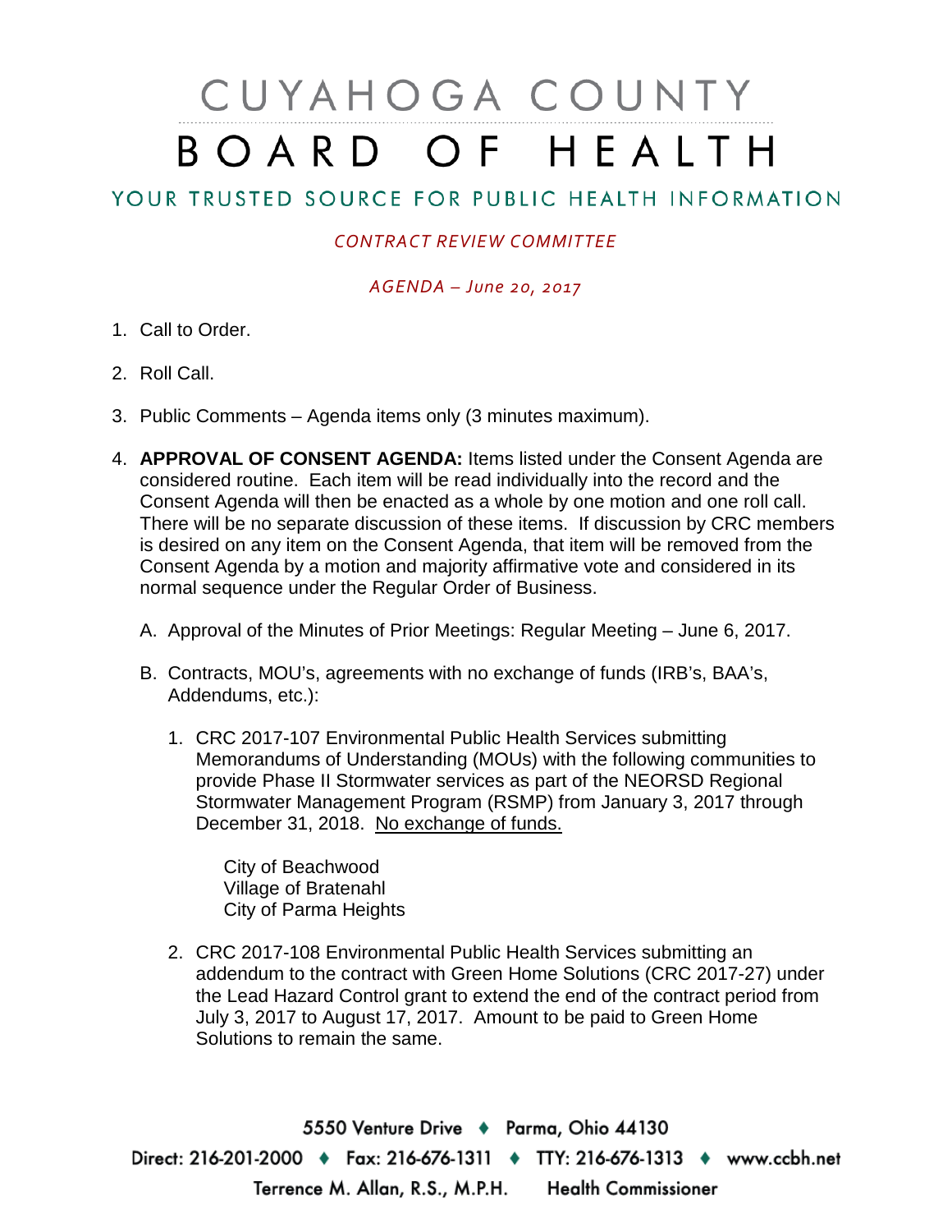# CUYAHOGA COUNTY

# BOARD OF HEALTH

## YOUR TRUSTED SOURCE FOR PUBLIC HEALTH INFORMATION

*CONTRACT REVIEW COMMITTEE*

*AGENDA – June 20, 2017*

1. Call to Order.

2. Roll Call.

3. Public Comments – Agenda items only (3 minutes maximum).

4. **APPROVAL OF CONSENT AGENDA:** Items listed under the Consent Agenda are considered routine. Each item will be read individually into the record and the Consent Agenda will then be enacted as a whole by one motion and one roll call. There will be no separate discussion of these items. If discussion by CRC members is desired on any item on the Consent Agenda, that item will be removed from the Consent Agenda by a motion and majority affirmative vote and considered in its normal sequence under the Regular Order of Business.

   A. Approval of the Minutes of Prior Meetings: Regular Meeting – June 6, 2017.

   B. Contracts, MOU's, agreements with no exchange of funds (IRB's, BAA's, Addendums, etc.):

      1. CRC 2017-107 Environmental Public Health Services submitting Memorandums of Understanding (MOUs) with the following communities to provide Phase II Stormwater services as part of the NEORSD Regional Stormwater Management Program (RSMP) from January 3, 2017 through December 31, 2018. <u>No exchange of funds.</u>

         City of Beachwood
         Village of Bratenahl
         City of Parma Heights

      2. CRC 2017-108 Environmental Public Health Services submitting an addendum to the contract with Green Home Solutions (CRC 2017-27) under the Lead Hazard Control grant to extend the end of the contract period from July 3, 2017 to August 17, 2017. Amount to be paid to Green Home Solutions to remain the same.

5550 Venture Drive ♦ Parma, Ohio 44130
Direct: 216-201-2000 ♦ Fax: 216-676-1311 ♦ TTY: 216-676-1313 ♦ www.ccbh.net
Terrence M. Allan, R.S., M.P.H. Health Commissioner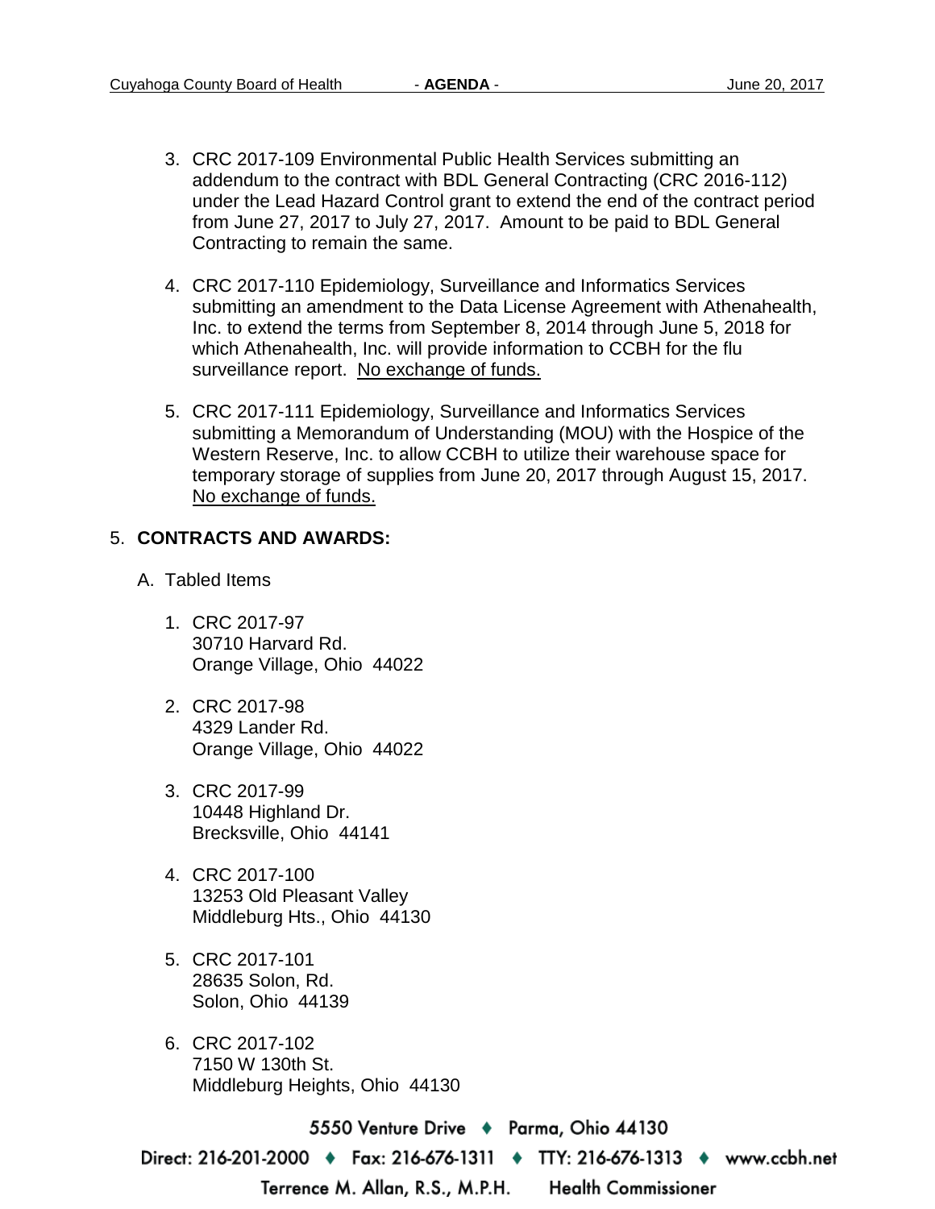3. CRC 2017-109 Environmental Public Health Services submitting an addendum to the contract with BDL General Contracting (CRC 2016-112) under the Lead Hazard Control grant to extend the end of the contract period from June 27, 2017 to July 27, 2017. Amount to be paid to BDL General Contracting to remain the same.

4. CRC 2017-110 Epidemiology, Surveillance and Informatics Services submitting an amendment to the Data License Agreement with Athenahealth, Inc. to extend the terms from September 8, 2014 through June 5, 2018 for which Athenahealth, Inc. will provide information to CCBH for the flu surveillance report. <u>No exchange of funds.</u>

5. CRC 2017-111 Epidemiology, Surveillance and Informatics Services submitting a Memorandum of Understanding (MOU) with the Hospice of the Western Reserve, Inc. to allow CCBH to utilize their warehouse space for temporary storage of supplies from June 20, 2017 through August 15, 2017. <u>No exchange of funds.</u>

5. **CONTRACTS AND AWARDS:**

   A. Tabled Items

   1. CRC 2017-97
      30710 Harvard Rd.
      Orange Village, Ohio 44022

   2. CRC 2017-98
      4329 Lander Rd.
      Orange Village, Ohio 44022

   3. CRC 2017-99
      10448 Highland Dr.
      Brecksville, Ohio 44141

   4. CRC 2017-100
      13253 Old Pleasant Valley
      Middleburg Hts., Ohio 44130

   5. CRC 2017-101
      28635 Solon, Rd.
      Solon, Ohio 44139

   6. CRC 2017-102
      7150 W 130th St.
      Middleburg Heights, Ohio 44130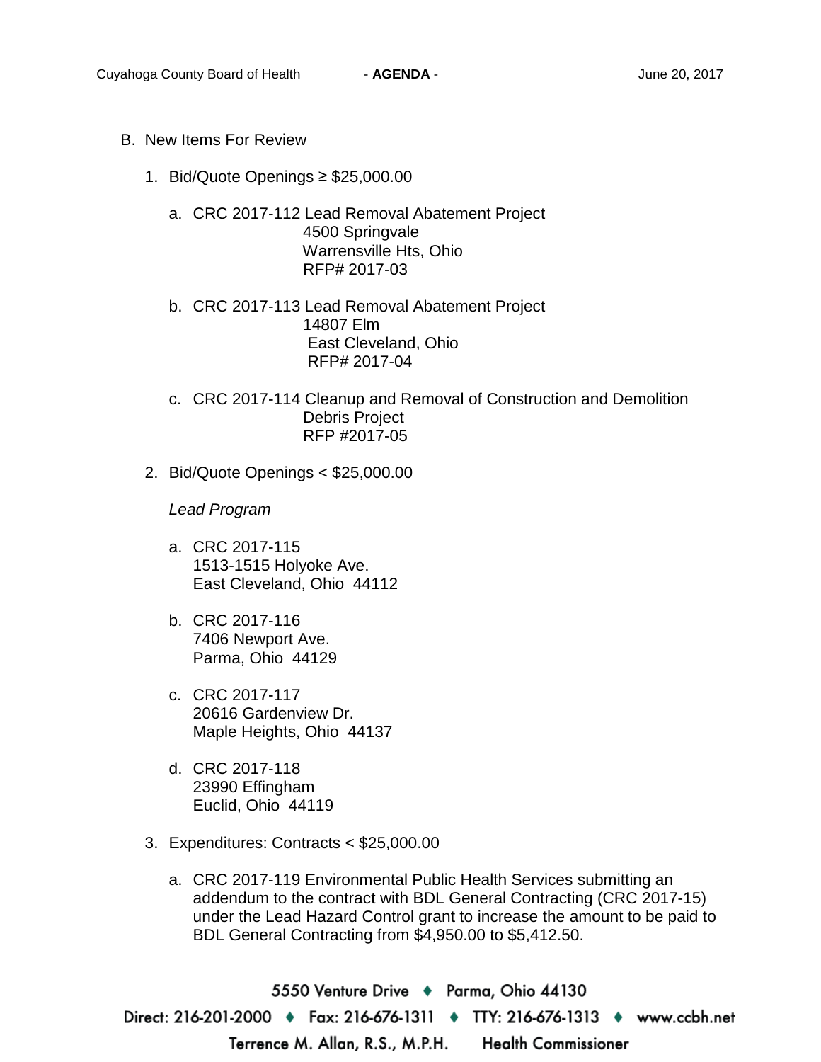B. New Items For Review

1. Bid/Quote Openings ≥ $25,000.00

   a. CRC 2017-112 Lead Removal Abatement Project
      4500 Springvale
      Warrensville Hts, Ohio
      RFP# 2017-03

   b. CRC 2017-113 Lead Removal Abatement Project
      14807 Elm
      East Cleveland, Ohio
      RFP# 2017-04

   c. CRC 2017-114 Cleanup and Removal of Construction and Demolition Debris Project
      RFP #2017-05

2. Bid/Quote Openings < $25,000.00

   *Lead Program*

   a. CRC 2017-115
      1513-1515 Holyoke Ave.
      East Cleveland, Ohio 44112

   b. CRC 2017-116
      7406 Newport Ave.
      Parma, Ohio 44129

   c. CRC 2017-117
      20616 Gardenview Dr.
      Maple Heights, Ohio 44137

   d. CRC 2017-118
      23990 Effingham
      Euclid, Ohio 44119

3. Expenditures: Contracts < $25,000.00

   a. CRC 2017-119 Environmental Public Health Services submitting an addendum to the contract with BDL General Contracting (CRC 2017-15) under the Lead Hazard Control grant to increase the amount to be paid to BDL General Contracting from $4,950.00 to $5,412.50.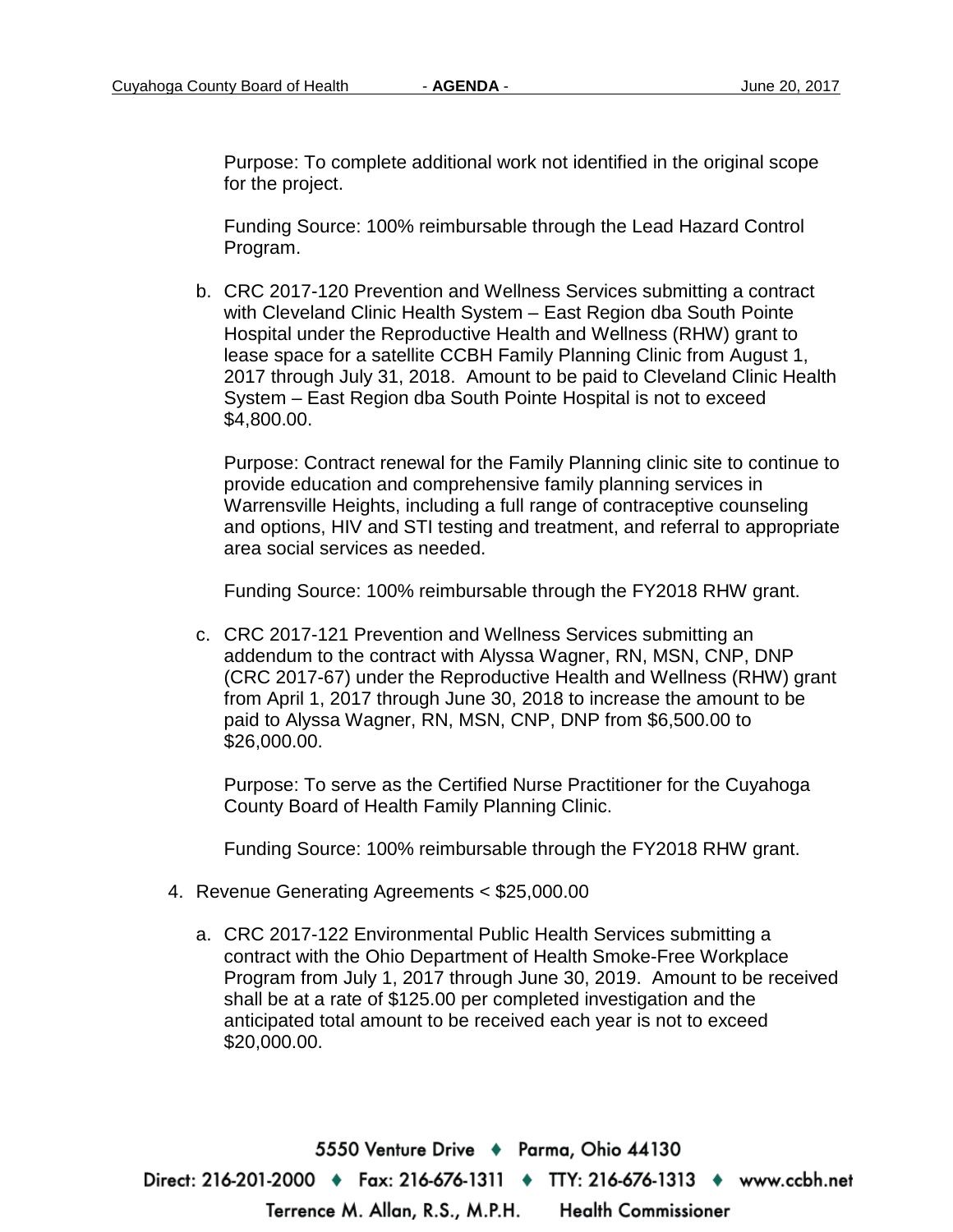Purpose: To complete additional work not identified in the original scope for the project.

Funding Source: 100% reimbursable through the Lead Hazard Control Program.

b. CRC 2017-120 Prevention and Wellness Services submitting a contract with Cleveland Clinic Health System – East Region dba South Pointe Hospital under the Reproductive Health and Wellness (RHW) grant to lease space for a satellite CCBH Family Planning Clinic from August 1, 2017 through July 31, 2018. Amount to be paid to Cleveland Clinic Health System – East Region dba South Pointe Hospital is not to exceed $4,800.00.

   Purpose: Contract renewal for the Family Planning clinic site to continue to provide education and comprehensive family planning services in Warrensville Heights, including a full range of contraceptive counseling and options, HIV and STI testing and treatment, and referral to appropriate area social services as needed.

   Funding Source: 100% reimbursable through the FY2018 RHW grant.

c. CRC 2017-121 Prevention and Wellness Services submitting an addendum to the contract with Alyssa Wagner, RN, MSN, CNP, DNP (CRC 2017-67) under the Reproductive Health and Wellness (RHW) grant from April 1, 2017 through June 30, 2018 to increase the amount to be paid to Alyssa Wagner, RN, MSN, CNP, DNP from $6,500.00 to $26,000.00.

   Purpose: To serve as the Certified Nurse Practitioner for the Cuyahoga County Board of Health Family Planning Clinic.

   Funding Source: 100% reimbursable through the FY2018 RHW grant.

4. Revenue Generating Agreements < $25,000.00

   a. CRC 2017-122 Environmental Public Health Services submitting a contract with the Ohio Department of Health Smoke-Free Workplace Program from July 1, 2017 through June 30, 2019. Amount to be received shall be at a rate of $125.00 per completed investigation and the anticipated total amount to be received each year is not to exceed $20,000.00.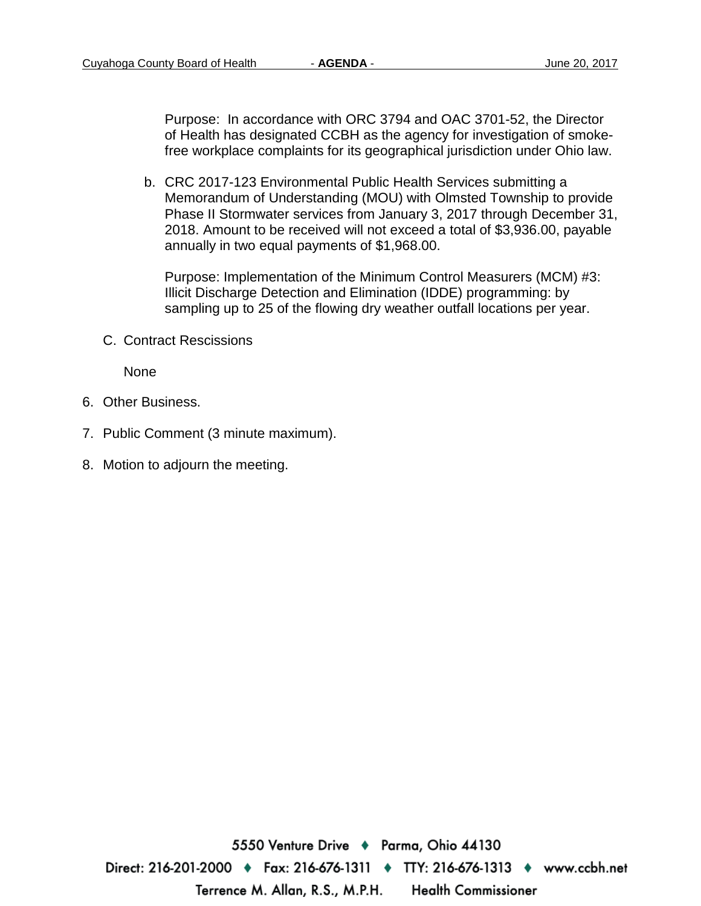Purpose: In accordance with ORC 3794 and OAC 3701-52, the Director of Health has designated CCBH as the agency for investigation of smoke-free workplace complaints for its geographical jurisdiction under Ohio law.

b. CRC 2017-123 Environmental Public Health Services submitting a Memorandum of Understanding (MOU) with Olmsted Township to provide Phase II Stormwater services from January 3, 2017 through December 31, 2018. Amount to be received will not exceed a total of $3,936.00, payable annually in two equal payments of $1,968.00.

   Purpose: Implementation of the Minimum Control Measurers (MCM) #3: Illicit Discharge Detection and Elimination (IDDE) programming: by sampling up to 25 of the flowing dry weather outfall locations per year.

C. Contract Rescissions

   None

6. Other Business.

7. Public Comment (3 minute maximum).

8. Motion to adjourn the meeting.